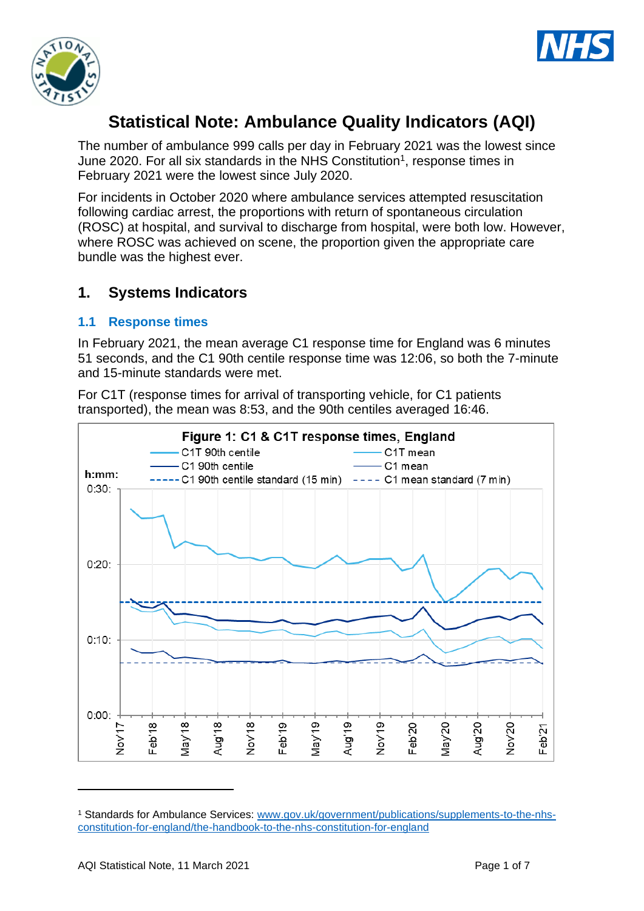# Statistical Note: Ambulance Quality Indicators (AQI)

The number of ambulance 999 calls per day in February 2021 was the lowest since June 2020. For all six standards in the NHS Constitution[1], response times in February 2021 were the lowest since July 2020.

For incidents in October 2020 where ambulance services attempted resuscitation following cardiac arrest, the proportions with return of spontaneous circulation (ROSC) at hospital, and survival to discharge from hospital, were both low. However, where ROSC was achieved on scene, the proportion given the appropriate care bundle was the highest ever.

## 1. Systems Indicators

### 1.1 Response times

In February 2021, the mean average C1 response time for England was 6 minutes 51 seconds, and the C1 90th centile response time was 12:06, so both the 7-minute and 15-minute standards were met.

For C1T (response times for arrival of transporting vehicle, for C1 patients transported), the mean was 8:53, and the 90th centiles averaged 16:46.

**Figure 1: C1 & C1T response times, England**

C1T 90th centile
C1T mean
C1 90th centile
C1 mean
C1 90th centile standard (15 min)
C1 mean standard (7 min)

h:mm:
0:30:
0:20:
0:10:
0:00:

Nov'17, Feb'18, May'18, Aug'18, Nov'18, Feb'19, May'19, Aug'19, Nov'19, Feb'20, May'20, Aug'20, Nov'20, Feb'21

[1] Standards for Ambulance Services: www.gov.uk/government/publications/supplements-to-the-nhs-constitution-for-england/the-handbook-to-the-nhs-constitution-for-england

AQI Statistical Note, 11 March 2021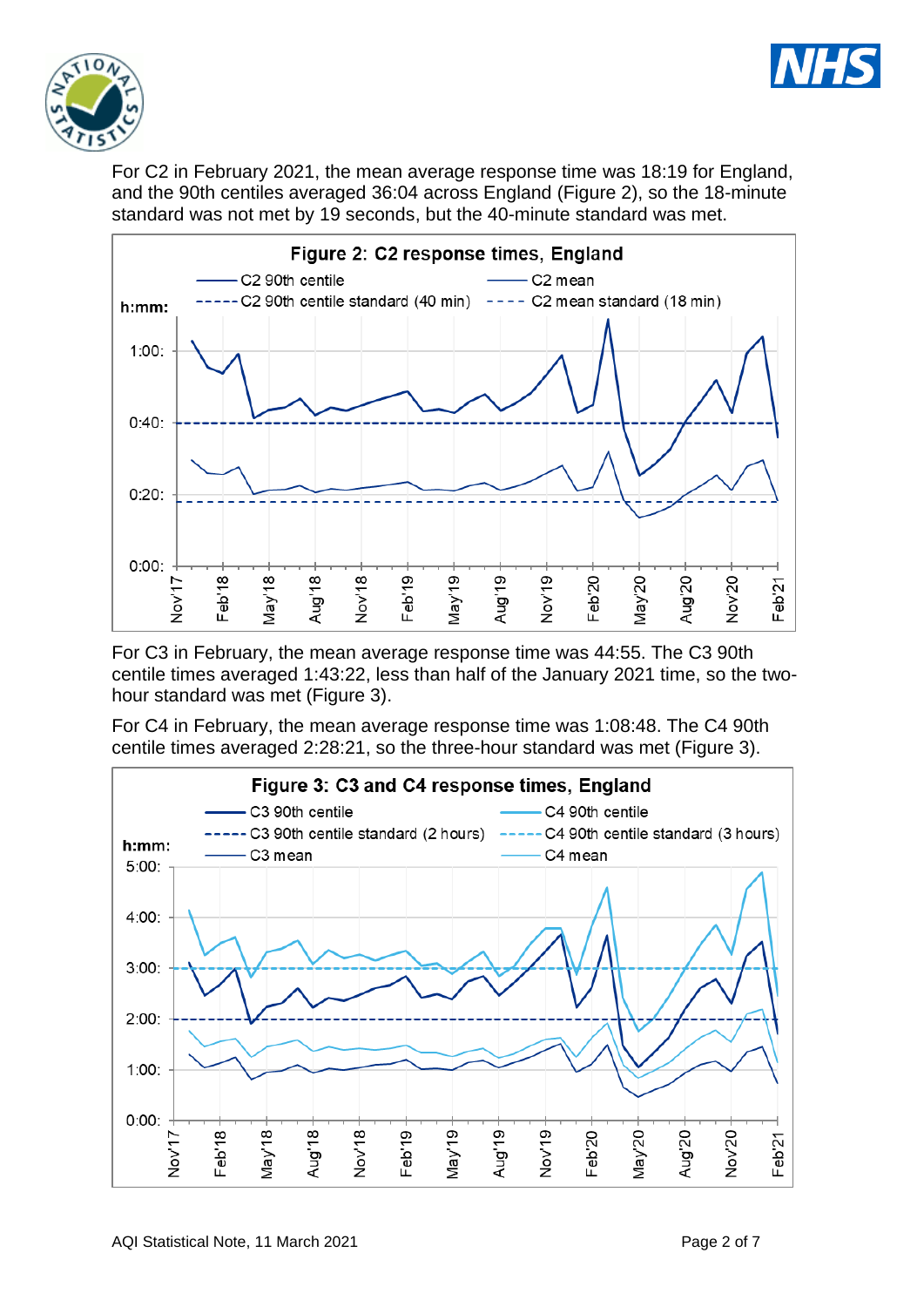For C2 in February 2021, the mean average response time was 18:19 for England, and the 90th centiles averaged 36:04 across England (Figure 2), so the 18-minute standard was not met by 19 seconds, but the 40-minute standard was met.

**Figure 2: C2 response times, England**

C2 90th centile
C2 mean
C2 90th centile standard (40 min)
C2 mean standard (18 min)

h:mm:

1:00:
0:40:
0:20:
0:00:

Nov'17 Feb'18 May'18 Aug'18 Nov'18 Feb'19 May'19 Aug'19 Nov'19 Feb'20 May'20 Aug'20 Nov'20 Feb'21

For C3 in February, the mean average response time was 44:55. The C3 90th centile times averaged 1:43:22, less than half of the January 2021 time, so the two-hour standard was met (Figure 3).

For C4 in February, the mean average response time was 1:08:48. The C4 90th centile times averaged 2:28:21, so the three-hour standard was met (Figure 3).

**Figure 3: C3 and C4 response times, England**

C3 90th centile
C4 90th centile
C3 90th centile standard (2 hours)
C4 90th centile standard (3 hours)
C3 mean
C4 mean

h:mm:

5:00:
4:00:
3:00:
2:00:
1:00:
0:00:

Nov'17 Feb'18 May'18 Aug'18 Nov'18 Feb'19 May'19 Aug'19 Nov'19 Feb'20 May'20 Aug'20 Nov'20 Feb'21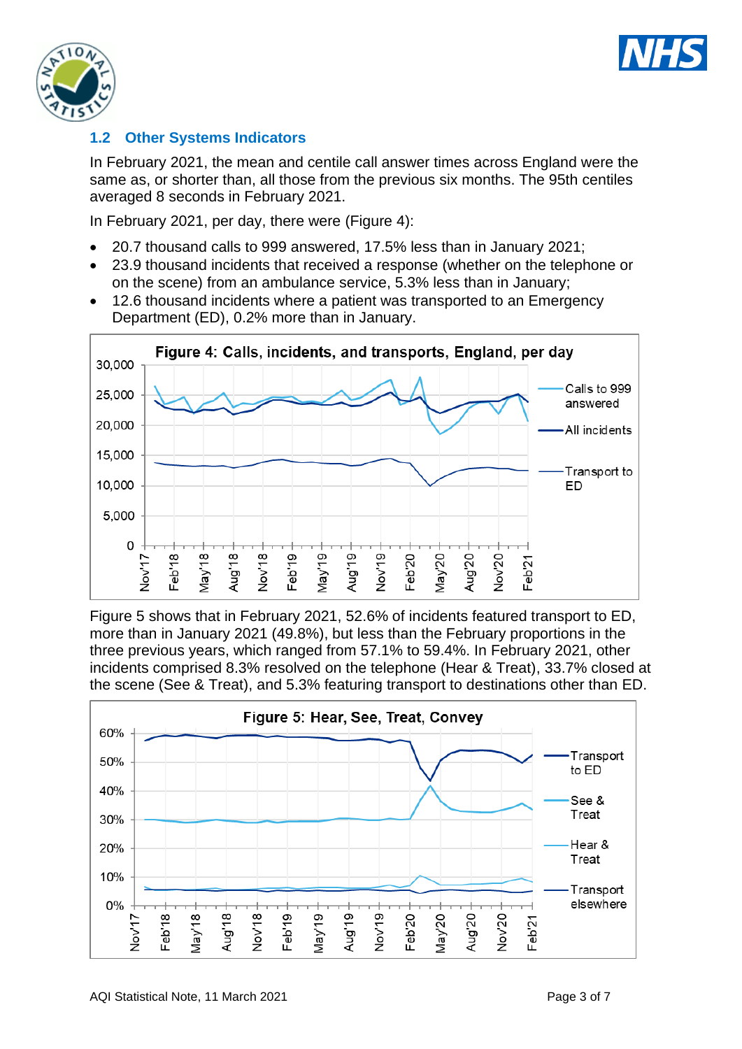## 1.2 Other Systems Indicators

In February 2021, the mean and centile call answer times across England were the same as, or shorter than, all those from the previous six months. The 95th centiles averaged 8 seconds in February 2021.

In February 2021, per day, there were (Figure 4):

- 20.7 thousand calls to 999 answered, 17.5% less than in January 2021;
- 23.9 thousand incidents that received a response (whether on the telephone or on the scene) from an ambulance service, 5.3% less than in January;
- 12.6 thousand incidents where a patient was transported to an Emergency Department (ED), 0.2% more than in January.

**Figure 4: Calls, incidents, and transports, England, per day**

30,000
25,000
20,000
15,000
10,000
5,000
0

Nov'17
Feb'18
May'18
Aug'18
Nov'18
Feb'19
May'19
Aug'19
Nov'19
Feb'20
May'20
Aug'20
Nov'20
Feb'21

Calls to 999 answered
All incidents
Transport to ED

Figure 5 shows that in February 2021, 52.6% of incidents featured transport to ED, more than in January 2021 (49.8%), but less than the February proportions in the three previous years, which ranged from 57.1% to 59.4%. In February 2021, other incidents comprised 8.3% resolved on the telephone (Hear & Treat), 33.7% closed at the scene (See & Treat), and 5.3% featuring transport to destinations other than ED.

**Figure 5: Hear, See, Treat, Convey**

60%
50%
40%
30%
20%
10%
0%

Nov'17
Feb'18
May'18
Aug'18
Nov'18
Feb'19
May'19
Aug'19
Nov'19
Feb'20
May'20
Aug'20
Nov'20
Feb'21

Transport to ED
See & Treat
Hear & Treat
Transport elsewhere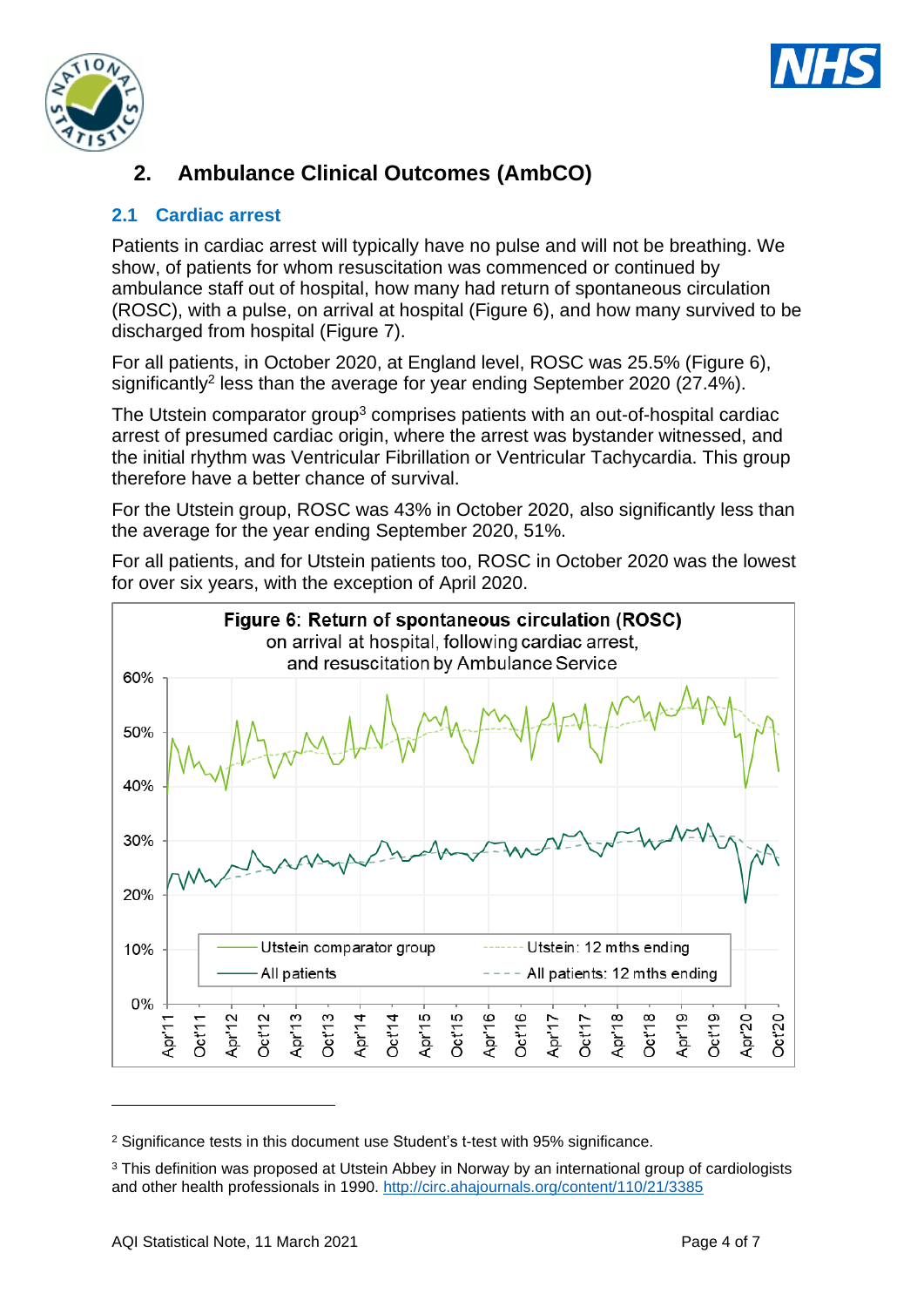## 2. Ambulance Clinical Outcomes (AmbCO)

### 2.1 Cardiac arrest

Patients in cardiac arrest will typically have no pulse and will not be breathing. We show, of patients for whom resuscitation was commenced or continued by ambulance staff out of hospital, how many had return of spontaneous circulation (ROSC), with a pulse, on arrival at hospital (Figure 6), and how many survived to be discharged from hospital (Figure 7).

For all patients, in October 2020, at England level, ROSC was 25.5% (Figure 6), significantly[2] less than the average for year ending September 2020 (27.4%).

The Utstein comparator group[3] comprises patients with an out-of-hospital cardiac arrest of presumed cardiac origin, where the arrest was bystander witnessed, and the initial rhythm was Ventricular Fibrillation or Ventricular Tachycardia. This group therefore have a better chance of survival.

For the Utstein group, ROSC was 43% in October 2020, also significantly less than the average for the year ending September 2020, 51%.

For all patients, and for Utstein patients too, ROSC in October 2020 was the lowest for over six years, with the exception of April 2020.

**Figure 6: Return of spontaneous circulation (ROSC)**
on arrival at hospital, following cardiac arrest, and resuscitation by Ambulance Service

60%
50%
40%
30%
20%
10%
0%

Apr'11 Oct'11 Apr'12 Oct'12 Apr'13 Oct'13 Apr'14 Oct'14 Apr'15 Oct'15 Apr'16 Oct'16 Apr'17 Oct'17 Apr'18 Oct'18 Apr'19 Oct'19 Apr'20 Oct'20

Utstein comparator group
Utstein: 12 mths ending
All patients
All patients: 12 mths ending

---

[2] Significance tests in this document use Student's t-test with 95% significance.

[3] This definition was proposed at Utstein Abbey in Norway by an international group of cardiologists and other health professionals in 1990. http://circ.ahajournals.org/content/110/21/3385

AQI Statistical Note, 11 March 2021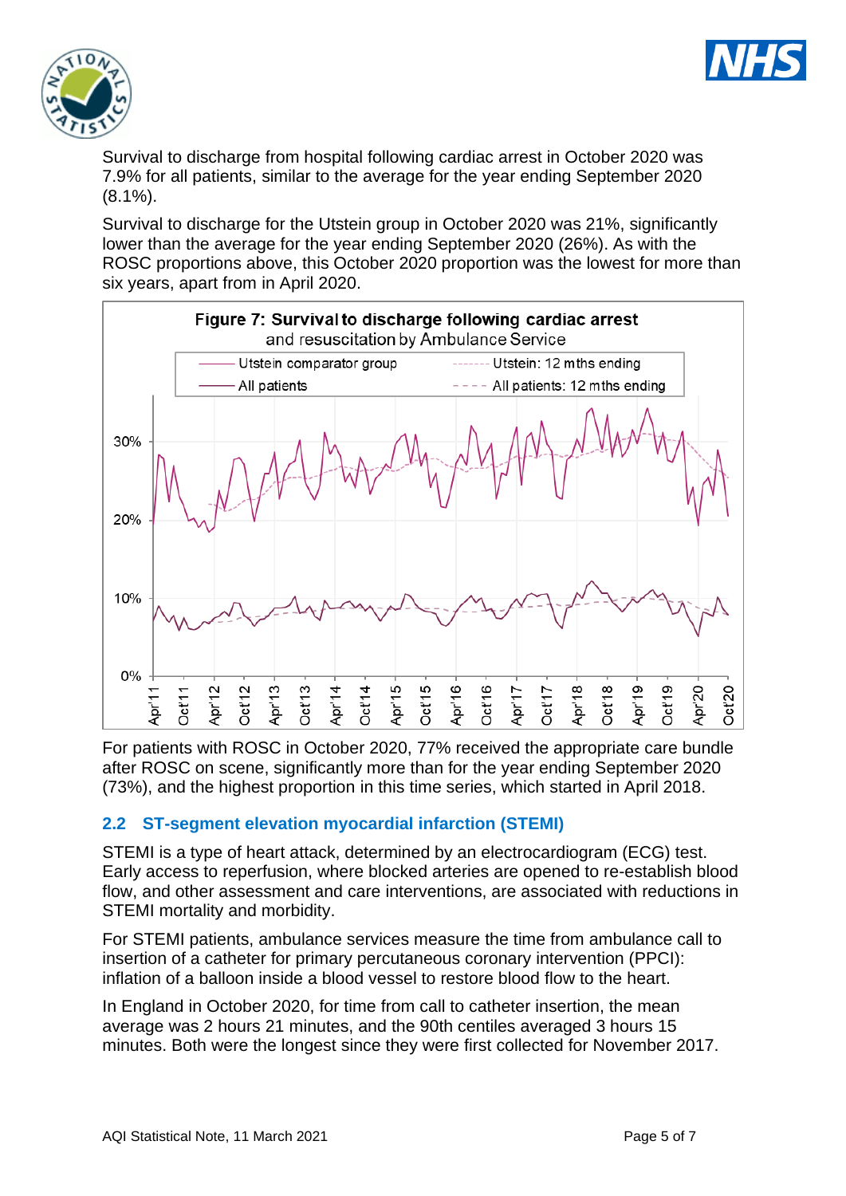Survival to discharge from hospital following cardiac arrest in October 2020 was 7.9% for all patients, similar to the average for the year ending September 2020 (8.1%).

Survival to discharge for the Utstein group in October 2020 was 21%, significantly lower than the average for the year ending September 2020 (26%). As with the ROSC proportions above, this October 2020 proportion was the lowest for more than six years, apart from in April 2020.

**Figure 7: Survival to discharge following cardiac arrest**
and resuscitation by Ambulance Service

Utstein comparator group
Utstein: 12 mths ending
All patients
All patients: 12 mths ending

30%
20%
10%
0%

Apr'11 Oct'11 Apr'12 Oct'12 Apr'13 Oct'13 Apr'14 Oct'14 Apr'15 Oct'15 Apr'16 Oct'16 Apr'17 Oct'17 Apr'18 Oct'18 Apr'19 Oct'19 Apr'20 Oct'20

For patients with ROSC in October 2020, 77% received the appropriate care bundle after ROSC on scene, significantly more than for the year ending September 2020 (73%), and the highest proportion in this time series, which started in April 2018.

## 2.2 ST-segment elevation myocardial infarction (STEMI)

STEMI is a type of heart attack, determined by an electrocardiogram (ECG) test. Early access to reperfusion, where blocked arteries are opened to re-establish blood flow, and other assessment and care interventions, are associated with reductions in STEMI mortality and morbidity.

For STEMI patients, ambulance services measure the time from ambulance call to insertion of a catheter for primary percutaneous coronary intervention (PPCI): inflation of a balloon inside a blood vessel to restore blood flow to the heart.

In England in October 2020, for time from call to catheter insertion, the mean average was 2 hours 21 minutes, and the 90th centiles averaged 3 hours 15 minutes. Both were the longest since they were first collected for November 2017.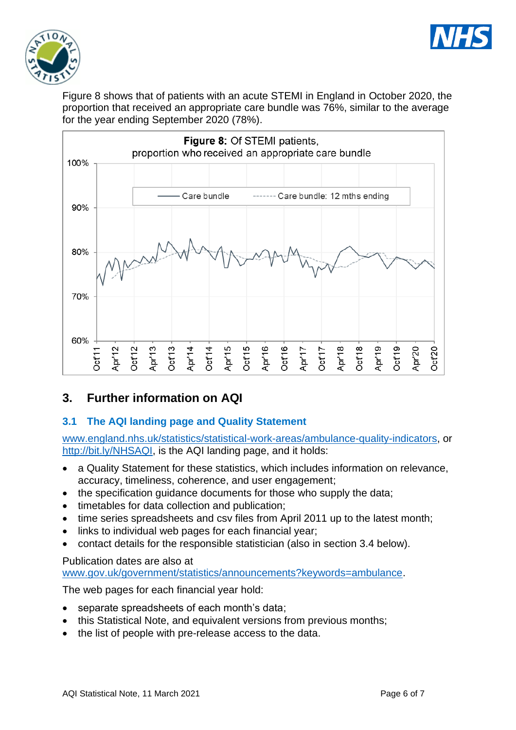Figure 8 shows that of patients with an acute STEMI in England in October 2020, the proportion that received an appropriate care bundle was 76%, similar to the average for the year ending September 2020 (78%).

**Figure 8:** Of STEMI patients, proportion who received an appropriate care bundle

Care bundle
Care bundle: 12 mths ending

100%
90%
80%
70%
60%

Oct'11 Apr'12 Oct'12 Apr'13 Oct'13 Apr'14 Oct'14 Apr'15 Oct'15 Apr'16 Oct'16 Apr'17 Oct'17 Apr'18 Oct'18 Apr'19 Oct'19 Apr'20 Oct'20

## 3. Further information on AQI

### 3.1 The AQI landing page and Quality Statement

www.england.nhs.uk/statistics/statistical-work-areas/ambulance-quality-indicators, or http://bit.ly/NHSAQI, is the AQI landing page, and it holds:

- a Quality Statement for these statistics, which includes information on relevance, accuracy, timeliness, coherence, and user engagement;
- the specification guidance documents for those who supply the data;
- timetables for data collection and publication;
- time series spreadsheets and csv files from April 2011 up to the latest month;
- links to individual web pages for each financial year;
- contact details for the responsible statistician (also in section 3.4 below).

Publication dates are also at www.gov.uk/government/statistics/announcements?keywords=ambulance.

The web pages for each financial year hold:

- separate spreadsheets of each month's data;
- this Statistical Note, and equivalent versions from previous months;
- the list of people with pre-release access to the data.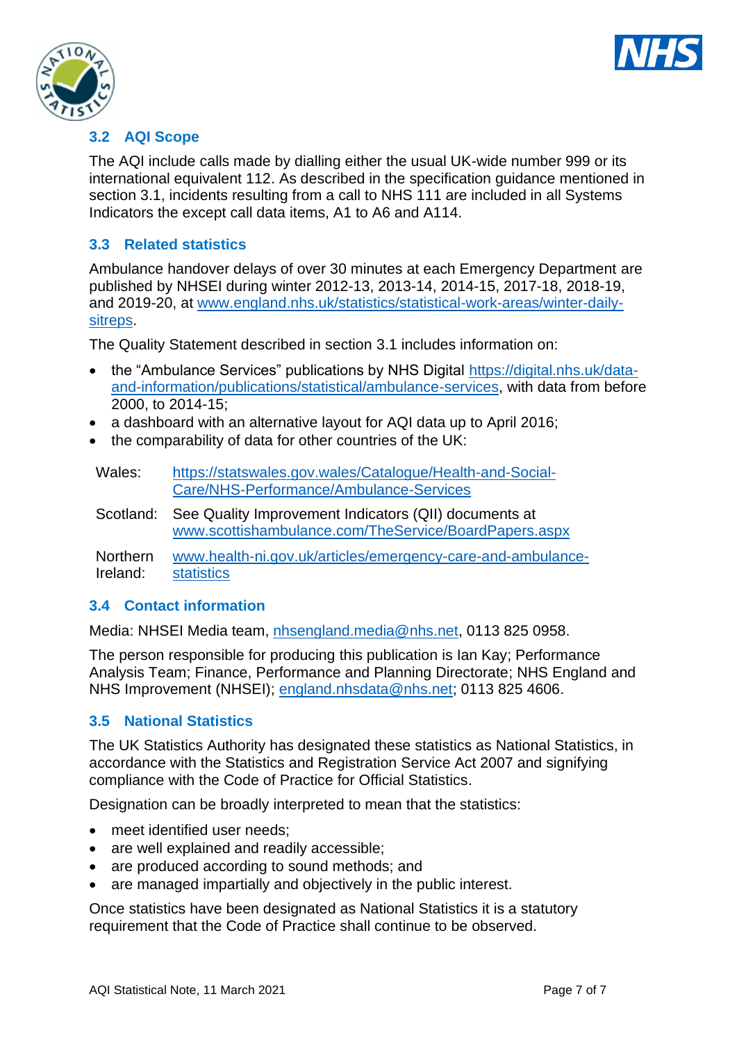### 3.2 AQI Scope

The AQI include calls made by dialling either the usual UK-wide number 999 or its international equivalent 112. As described in the specification guidance mentioned in section 3.1, incidents resulting from a call to NHS 111 are included in all Systems Indicators the except call data items, A1 to A6 and A114.

### 3.3 Related statistics

Ambulance handover delays of over 30 minutes at each Emergency Department are published by NHSEI during winter 2012-13, 2013-14, 2014-15, 2017-18, 2018-19, and 2019-20, at www.england.nhs.uk/statistics/statistical-work-areas/winter-daily-sitreps.

The Quality Statement described in section 3.1 includes information on:

- the "Ambulance Services" publications by NHS Digital https://digital.nhs.uk/data-and-information/publications/statistical/ambulance-services, with data from before 2000, to 2014-15;
- a dashboard with an alternative layout for AQI data up to April 2016;
- the comparability of data for other countries of the UK:

| | |
|---|---|
| Wales: | https://statswales.gov.wales/Catalogue/Health-and-Social-Care/NHS-Performance/Ambulance-Services |
| Scotland: | See Quality Improvement Indicators (QII) documents at www.scottishambulance.com/TheService/BoardPapers.aspx |
| Northern Ireland: | www.health-ni.gov.uk/articles/emergency-care-and-ambulance-statistics |

### 3.4 Contact information

Media: NHSEI Media team, nhsengland.media@nhs.net, 0113 825 0958.

The person responsible for producing this publication is Ian Kay; Performance Analysis Team; Finance, Performance and Planning Directorate; NHS England and NHS Improvement (NHSEI); england.nhsdata@nhs.net; 0113 825 4606.

### 3.5 National Statistics

The UK Statistics Authority has designated these statistics as National Statistics, in accordance with the Statistics and Registration Service Act 2007 and signifying compliance with the Code of Practice for Official Statistics.

Designation can be broadly interpreted to mean that the statistics:

- meet identified user needs;
- are well explained and readily accessible;
- are produced according to sound methods; and
- are managed impartially and objectively in the public interest.

Once statistics have been designated as National Statistics it is a statutory requirement that the Code of Practice shall continue to be observed.